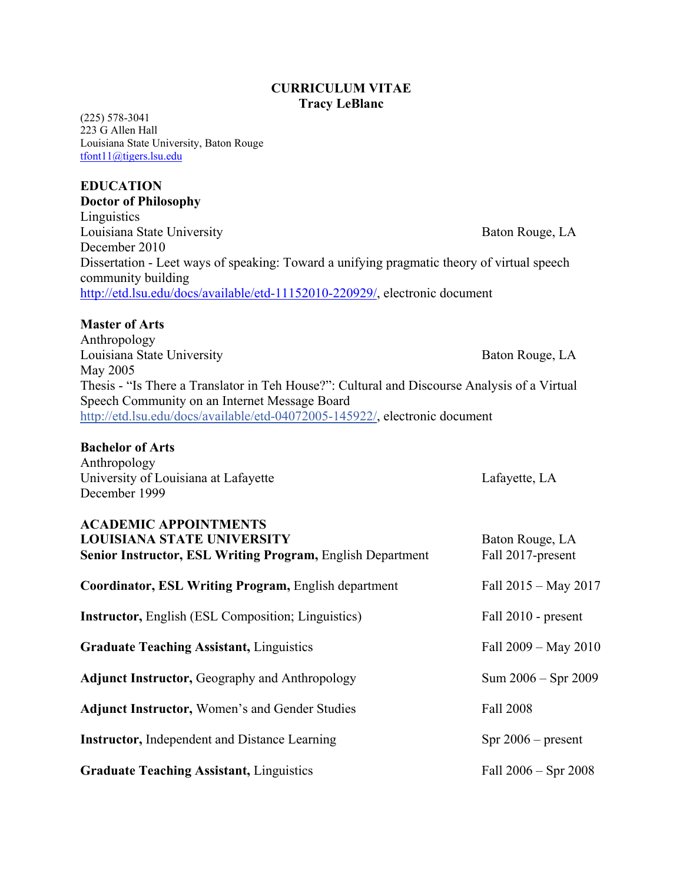# CURRICULUM VITAE
## Tracy LeBlanc

(225) 578-3041
223 G Allen Hall
Louisiana State University, Baton Rouge
tfont11@tigers.lsu.edu

## EDUCATION

**Doctor of Philosophy**
Linguistics
Louisiana State University — Baton Rouge, LA
December 2010
Dissertation - Leet ways of speaking: Toward a unifying pragmatic theory of virtual speech community building
http://etd.lsu.edu/docs/available/etd-11152010-220929/, electronic document

**Master of Arts**
Anthropology
Louisiana State University — Baton Rouge, LA
May 2005
Thesis - "Is There a Translator in Teh House?": Cultural and Discourse Analysis of a Virtual Speech Community on an Internet Message Board
http://etd.lsu.edu/docs/available/etd-04072005-145922/, electronic document

**Bachelor of Arts**
Anthropology
University of Louisiana at Lafayette — Lafayette, LA
December 1999

## ACADEMIC APPOINTMENTS

**LOUISIANA STATE UNIVERSITY** — Baton Rouge, LA

**Senior Instructor, ESL Writing Program,** English Department — Fall 2017-present

**Coordinator, ESL Writing Program,** English department — Fall 2015 – May 2017

**Instructor,** English (ESL Composition; Linguistics) — Fall 2010 - present

**Graduate Teaching Assistant,** Linguistics — Fall 2009 – May 2010

**Adjunct Instructor,** Geography and Anthropology — Sum 2006 – Spr 2009

**Adjunct Instructor,** Women's and Gender Studies — Fall 2008

**Instructor,** Independent and Distance Learning — Spr 2006 – present

**Graduate Teaching Assistant,** Linguistics — Fall 2006 – Spr 2008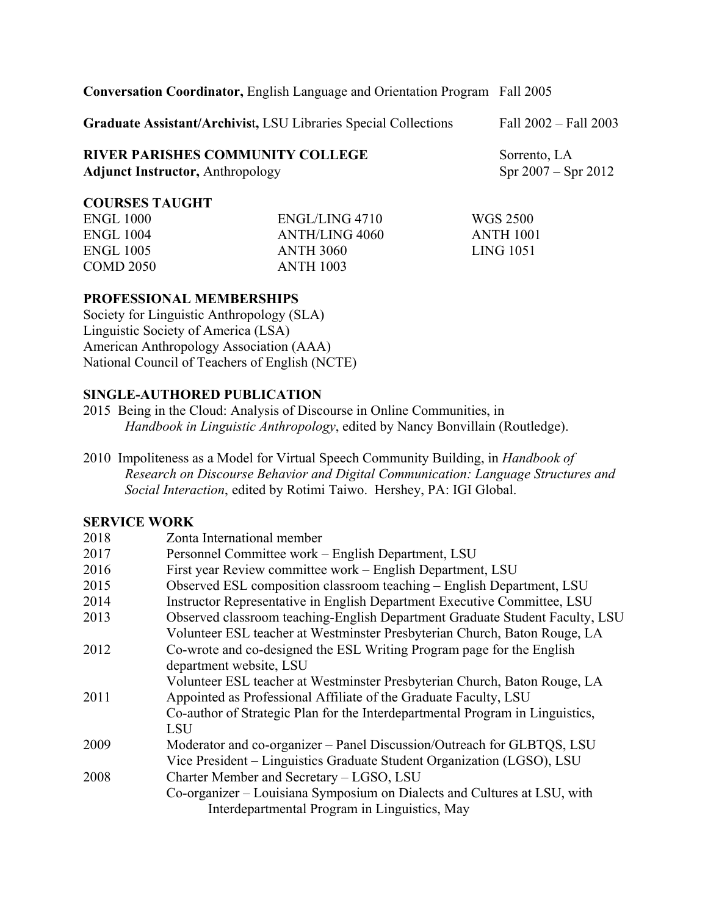**Conversation Coordinator,** English Language and Orientation Program Fall 2005

**Graduate Assistant/Archivist,** LSU Libraries Special Collections Fall 2002 – Fall 2003

**RIVER PARISHES COMMUNITY COLLEGE** Sorrento, LA
**Adjunct Instructor,** Anthropology Spr 2007 – Spr 2012

## COURSES TAUGHT

| | | |
|---|---|---|
| ENGL 1000 | ENGL/LING 4710 | WGS 2500 |
| ENGL 1004 | ANTH/LING 4060 | ANTH 1001 |
| ENGL 1005 | ANTH 3060 | LING 1051 |
| COMD 2050 | ANTH 1003 | |

## PROFESSIONAL MEMBERSHIPS

Society for Linguistic Anthropology (SLA)
Linguistic Society of America (LSA)
American Anthropology Association (AAA)
National Council of Teachers of English (NCTE)

## SINGLE-AUTHORED PUBLICATION

2015 Being in the Cloud: Analysis of Discourse in Online Communities, in *Handbook in Linguistic Anthropology*, edited by Nancy Bonvillain (Routledge).

2010 Impoliteness as a Model for Virtual Speech Community Building, in *Handbook of Research on Discourse Behavior and Digital Communication: Language Structures and Social Interaction*, edited by Rotimi Taiwo. Hershey, PA: IGI Global.

## SERVICE WORK

| | |
|---|---|
| 2018 | Zonta International member |
| 2017 | Personnel Committee work – English Department, LSU |
| 2016 | First year Review committee work – English Department, LSU |
| 2015 | Observed ESL composition classroom teaching – English Department, LSU |
| 2014 | Instructor Representative in English Department Executive Committee, LSU |
| 2013 | Observed classroom teaching-English Department Graduate Student Faculty, LSU<br>Volunteer ESL teacher at Westminster Presbyterian Church, Baton Rouge, LA |
| 2012 | Co-wrote and co-designed the ESL Writing Program page for the English department website, LSU<br>Volunteer ESL teacher at Westminster Presbyterian Church, Baton Rouge, LA |
| 2011 | Appointed as Professional Affiliate of the Graduate Faculty, LSU<br>Co-author of Strategic Plan for the Interdepartmental Program in Linguistics, LSU |
| 2009 | Moderator and co-organizer – Panel Discussion/Outreach for GLBTQS, LSU<br>Vice President – Linguistics Graduate Student Organization (LGSO), LSU |
| 2008 | Charter Member and Secretary – LGSO, LSU<br>Co-organizer – Louisiana Symposium on Dialects and Cultures at LSU, with Interdepartmental Program in Linguistics, May |